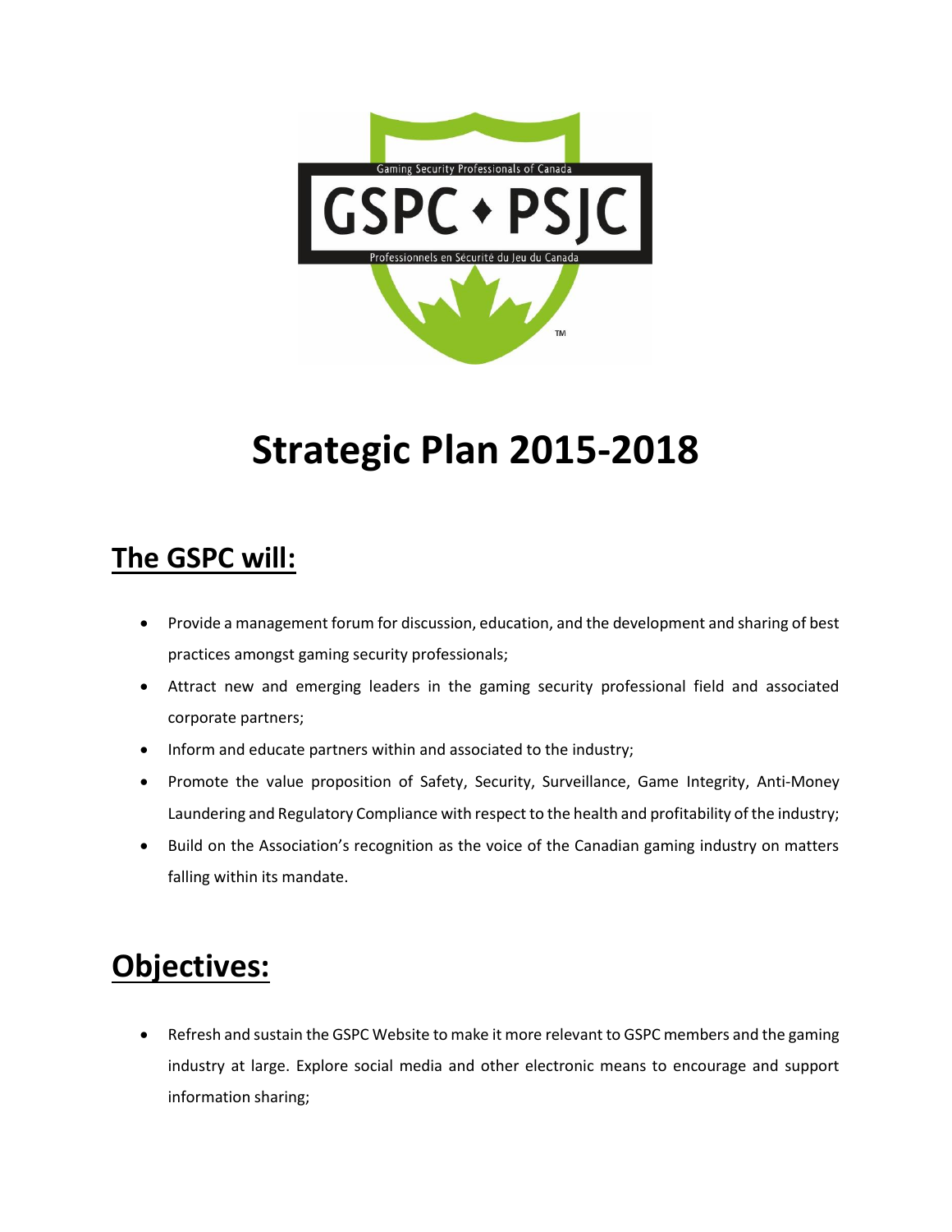# Strategic Plan 2015-2018

## The GSPC will:

- Provide a management forum for discussion, education, and the development and sharing of best practices amongst gaming security professionals;
- Attract new and emerging leaders in the gaming security professional field and associated corporate partners;
- Inform and educate partners within and associated to the industry;
- Promote the value proposition of Safety, Security, Surveillance, Game Integrity, Anti-Money Laundering and Regulatory Compliance with respect to the health and profitability of the industry;
- Build on the Association's recognition as the voice of the Canadian gaming industry on matters falling within its mandate.

## Objectives:

- Refresh and sustain the GSPC Website to make it more relevant to GSPC members and the gaming industry at large. Explore social media and other electronic means to encourage and support information sharing;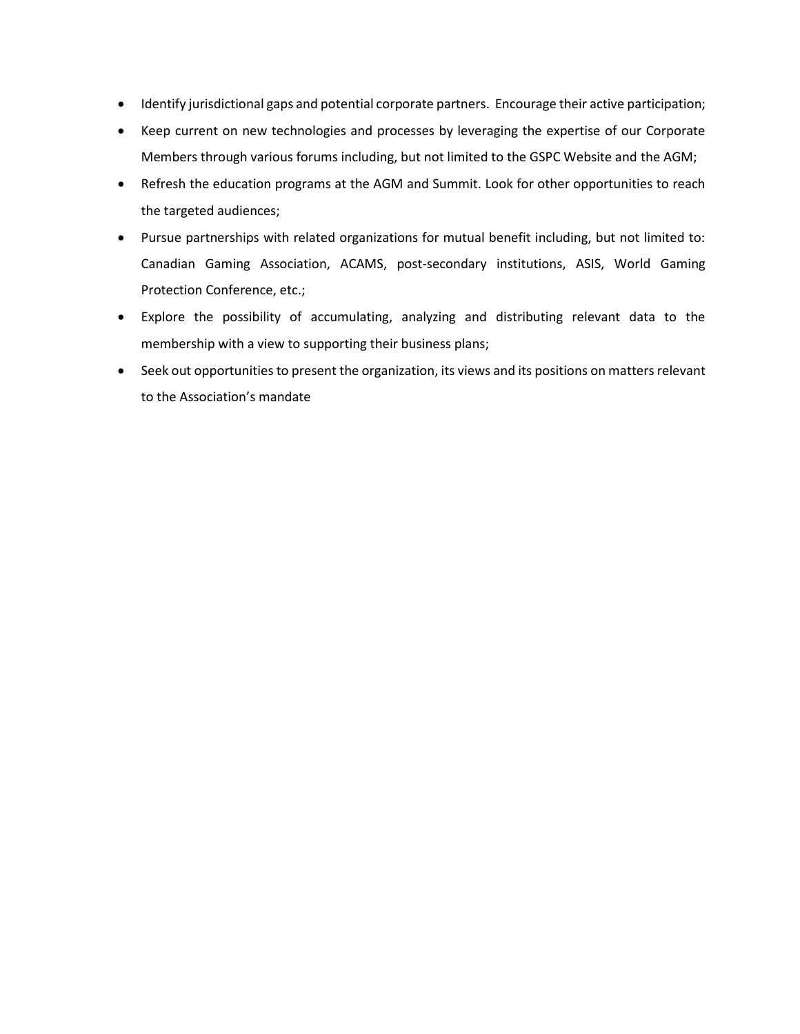- Identify jurisdictional gaps and potential corporate partners. Encourage their active participation;
- Keep current on new technologies and processes by leveraging the expertise of our Corporate Members through various forums including, but not limited to the GSPC Website and the AGM;
- Refresh the education programs at the AGM and Summit. Look for other opportunities to reach the targeted audiences;
- Pursue partnerships with related organizations for mutual benefit including, but not limited to: Canadian Gaming Association, ACAMS, post-secondary institutions, ASIS, World Gaming Protection Conference, etc.;
- Explore the possibility of accumulating, analyzing and distributing relevant data to the membership with a view to supporting their business plans;
- Seek out opportunities to present the organization, its views and its positions on matters relevant to the Association's mandate